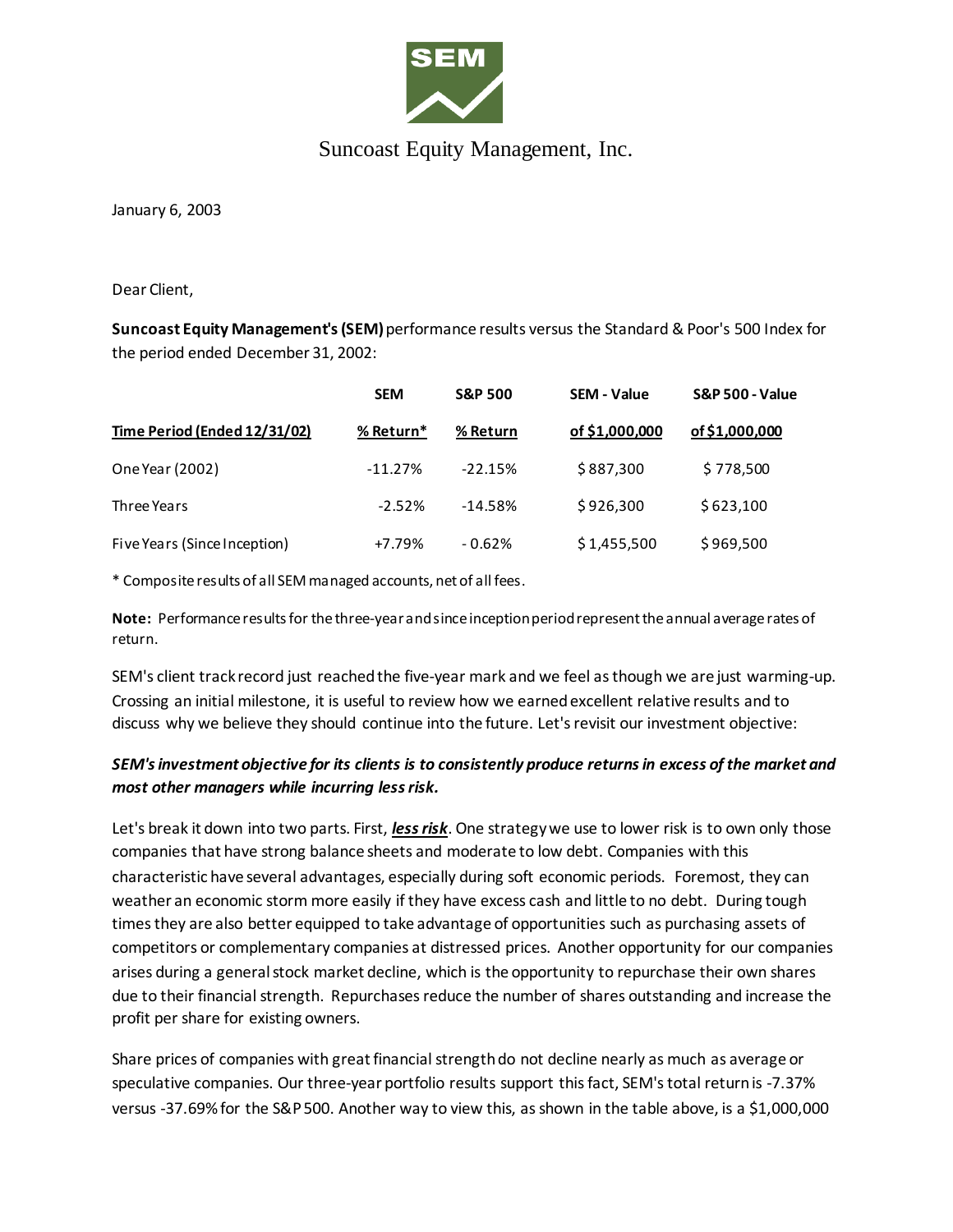# Suncoast Equity Management, Inc.

January 6, 2003

Dear Client,

**Suncoast Equity Management's (SEM)** performance results versus the Standard & Poor's 500 Index for the period ended December 31, 2002:

| Time Period (Ended 12/31/02) | SEM % Return* | S&P 500 % Return | SEM - Value of $1,000,000 | S&P 500 - Value of $1,000,000 |
|---|---|---|---|---|
| One Year (2002) | -11.27% | -22.15% | $ 887,300 | $ 778,500 |
| Three Years | -2.52% | -14.58% | $ 926,300 | $ 623,100 |
| Five Years (Since Inception) | +7.79% | - 0.62% | $ 1,455,500 | $ 969,500 |

\* Composite results of all SEM managed accounts, net of all fees.

**Note:** Performance results for the three-year and since inception period represent the annual average rates of return.

SEM's client track record just reached the five-year mark and we feel as though we are just warming-up. Crossing an initial milestone, it is useful to review how we earned excellent relative results and to discuss why we believe they should continue into the future. Let's revisit our investment objective:

***SEM's investment objective for its clients is to consistently produce returns in excess of the market and most other managers while incurring less risk.***

Let's break it down into two parts. First, ***less risk***. One strategy we use to lower risk is to own only those companies that have strong balance sheets and moderate to low debt. Companies with this characteristic have several advantages, especially during soft economic periods. Foremost, they can weather an economic storm more easily if they have excess cash and little to no debt. During tough times they are also better equipped to take advantage of opportunities such as purchasing assets of competitors or complementary companies at distressed prices. Another opportunity for our companies arises during a general stock market decline, which is the opportunity to repurchase their own shares due to their financial strength. Repurchases reduce the number of shares outstanding and increase the profit per share for existing owners.

Share prices of companies with great financial strength do not decline nearly as much as average or speculative companies. Our three-year portfolio results support this fact, SEM's total return is -7.37% versus -37.69% for the S&P 500. Another way to view this, as shown in the table above, is a $1,000,000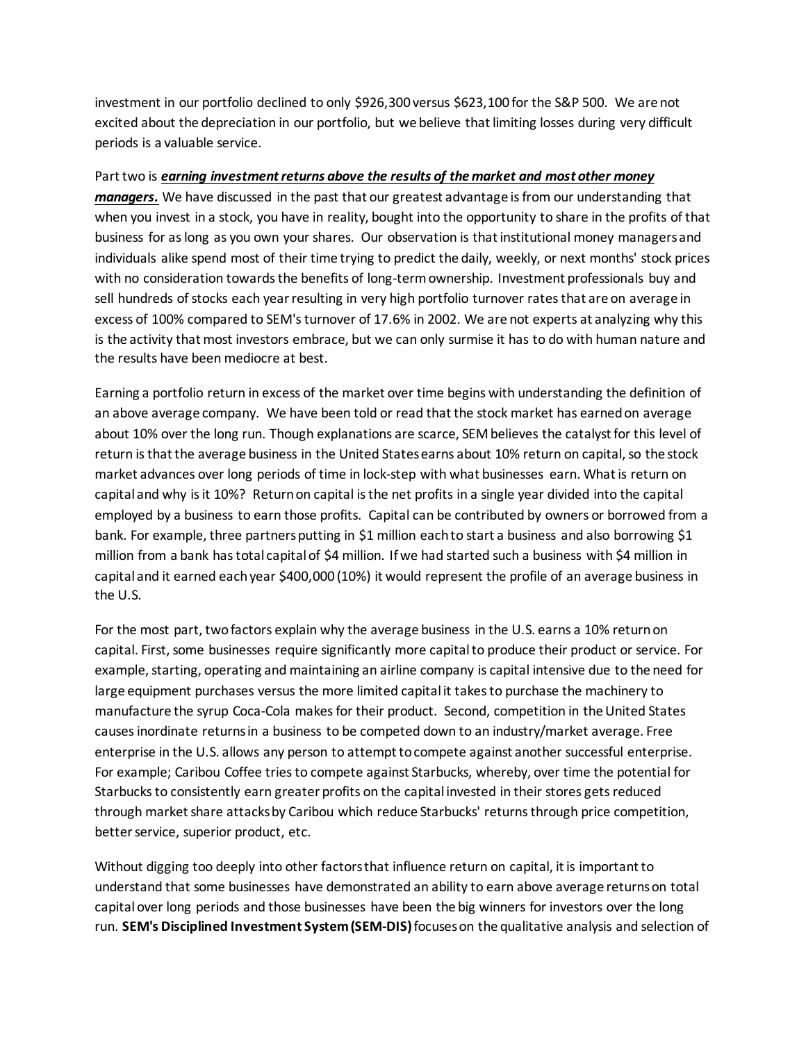investment in our portfolio declined to only $926,300 versus $623,100 for the S&P 500. We are not excited about the depreciation in our portfolio, but we believe that limiting losses during very difficult periods is a valuable service.

Part two is ***earning investment returns above the results of the market and most other money managers.*** We have discussed in the past that our greatest advantage is from our understanding that when you invest in a stock, you have in reality, bought into the opportunity to share in the profits of that business for as long as you own your shares. Our observation is that institutional money managers and individuals alike spend most of their time trying to predict the daily, weekly, or next months' stock prices with no consideration towards the benefits of long-term ownership. Investment professionals buy and sell hundreds of stocks each year resulting in very high portfolio turnover rates that are on average in excess of 100% compared to SEM's turnover of 17.6% in 2002. We are not experts at analyzing why this is the activity that most investors embrace, but we can only surmise it has to do with human nature and the results have been mediocre at best.

Earning a portfolio return in excess of the market over time begins with understanding the definition of an above average company. We have been told or read that the stock market has earned on average about 10% over the long run. Though explanations are scarce, SEM believes the catalyst for this level of return is that the average business in the United States earns about 10% return on capital, so the stock market advances over long periods of time in lock-step with what businesses earn. What is return on capital and why is it 10%? Return on capital is the net profits in a single year divided into the capital employed by a business to earn those profits. Capital can be contributed by owners or borrowed from a bank. For example, three partners putting in $1 million each to start a business and also borrowing $1 million from a bank has total capital of $4 million. If we had started such a business with $4 million in capital and it earned each year $400,000 (10%) it would represent the profile of an average business in the U.S.

For the most part, two factors explain why the average business in the U.S. earns a 10% return on capital. First, some businesses require significantly more capital to produce their product or service. For example, starting, operating and maintaining an airline company is capital intensive due to the need for large equipment purchases versus the more limited capital it takes to purchase the machinery to manufacture the syrup Coca-Cola makes for their product. Second, competition in the United States causes inordinate returns in a business to be competed down to an industry/market average. Free enterprise in the U.S. allows any person to attempt to compete against another successful enterprise. For example; Caribou Coffee tries to compete against Starbucks, whereby, over time the potential for Starbucks to consistently earn greater profits on the capital invested in their stores gets reduced through market share attacks by Caribou which reduce Starbucks' returns through price competition, better service, superior product, etc.

Without digging too deeply into other factors that influence return on capital, it is important to understand that some businesses have demonstrated an ability to earn above average returns on total capital over long periods and those businesses have been the big winners for investors over the long run. **SEM's Disciplined Investment System (SEM-DIS)** focuses on the qualitative analysis and selection of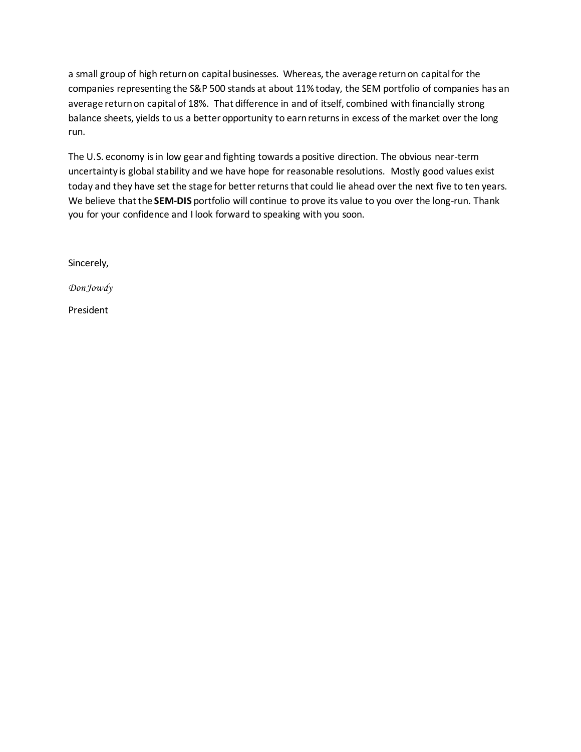a small group of high return on capital businesses. Whereas, the average return on capital for the companies representing the S&P 500 stands at about 11% today, the SEM portfolio of companies has an average return on capital of 18%. That difference in and of itself, combined with financially strong balance sheets, yields to us a better opportunity to earn returns in excess of the market over the long run.

The U.S. economy is in low gear and fighting towards a positive direction. The obvious near-term uncertainty is global stability and we have hope for reasonable resolutions. Mostly good values exist today and they have set the stage for better returns that could lie ahead over the next five to ten years. We believe that the **SEM-DIS** portfolio will continue to prove its value to you over the long-run. Thank you for your confidence and I look forward to speaking with you soon.

Sincerely,

*Don Jowdy*

President